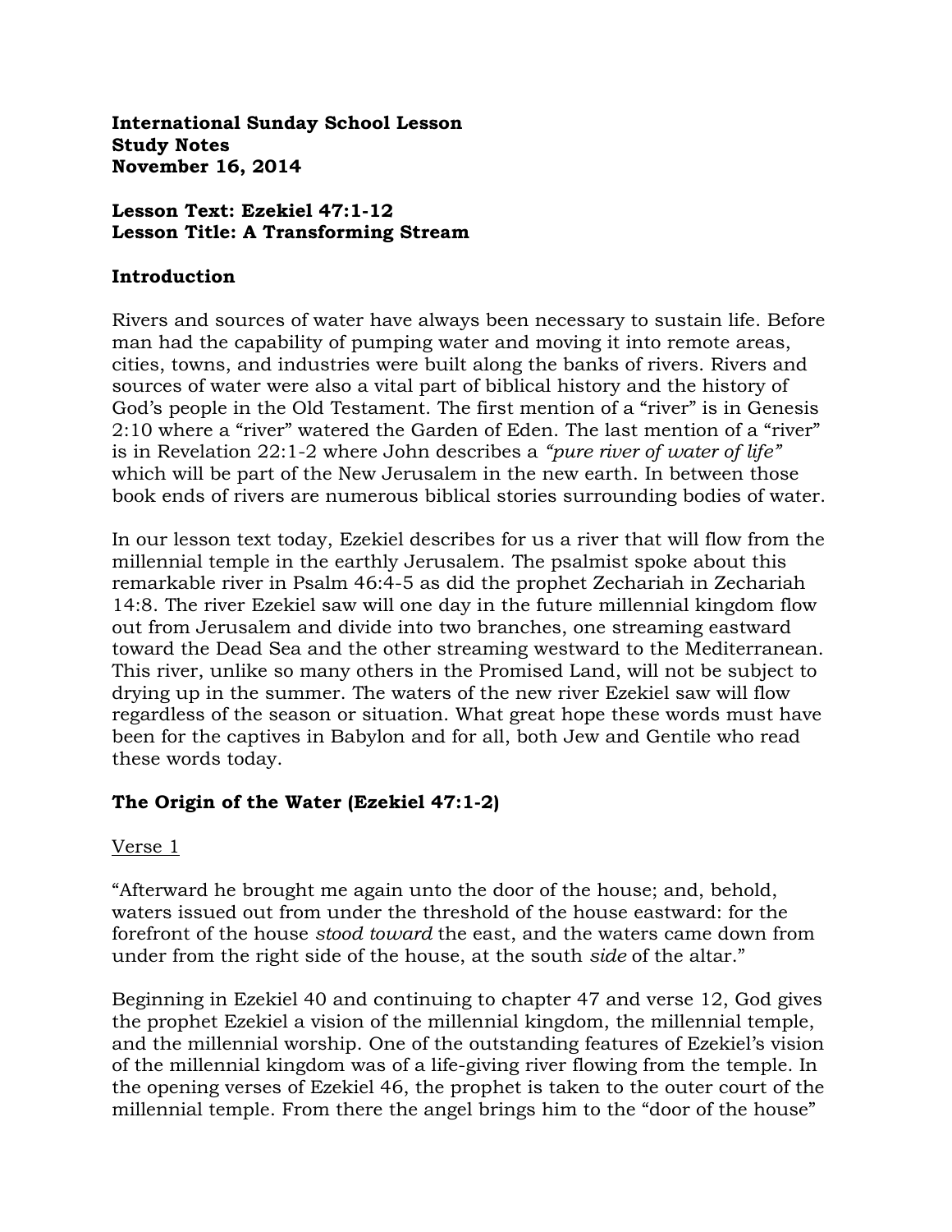**International Sunday School Lesson**
**Study Notes**
**November 16, 2014**

**Lesson Text: Ezekiel 47:1-12**
**Lesson Title: A Transforming Stream**

## Introduction

Rivers and sources of water have always been necessary to sustain life. Before man had the capability of pumping water and moving it into remote areas, cities, towns, and industries were built along the banks of rivers. Rivers and sources of water were also a vital part of biblical history and the history of God's people in the Old Testament. The first mention of a "river" is in Genesis 2:10 where a "river" watered the Garden of Eden. The last mention of a "river" is in Revelation 22:1-2 where John describes a *"pure river of water of life"* which will be part of the New Jerusalem in the new earth. In between those book ends of rivers are numerous biblical stories surrounding bodies of water.

In our lesson text today, Ezekiel describes for us a river that will flow from the millennial temple in the earthly Jerusalem. The psalmist spoke about this remarkable river in Psalm 46:4-5 as did the prophet Zechariah in Zechariah 14:8. The river Ezekiel saw will one day in the future millennial kingdom flow out from Jerusalem and divide into two branches, one streaming eastward toward the Dead Sea and the other streaming westward to the Mediterranean. This river, unlike so many others in the Promised Land, will not be subject to drying up in the summer. The waters of the new river Ezekiel saw will flow regardless of the season or situation. What great hope these words must have been for the captives in Babylon and for all, both Jew and Gentile who read these words today.

## The Origin of the Water (Ezekiel 47:1-2)

<u>Verse 1</u>

"Afterward he brought me again unto the door of the house; and, behold, waters issued out from under the threshold of the house eastward: for the forefront of the house *stood toward* the east, and the waters came down from under from the right side of the house, at the south *side* of the altar."

Beginning in Ezekiel 40 and continuing to chapter 47 and verse 12, God gives the prophet Ezekiel a vision of the millennial kingdom, the millennial temple, and the millennial worship. One of the outstanding features of Ezekiel's vision of the millennial kingdom was of a life-giving river flowing from the temple. In the opening verses of Ezekiel 46, the prophet is taken to the outer court of the millennial temple. From there the angel brings him to the "door of the house"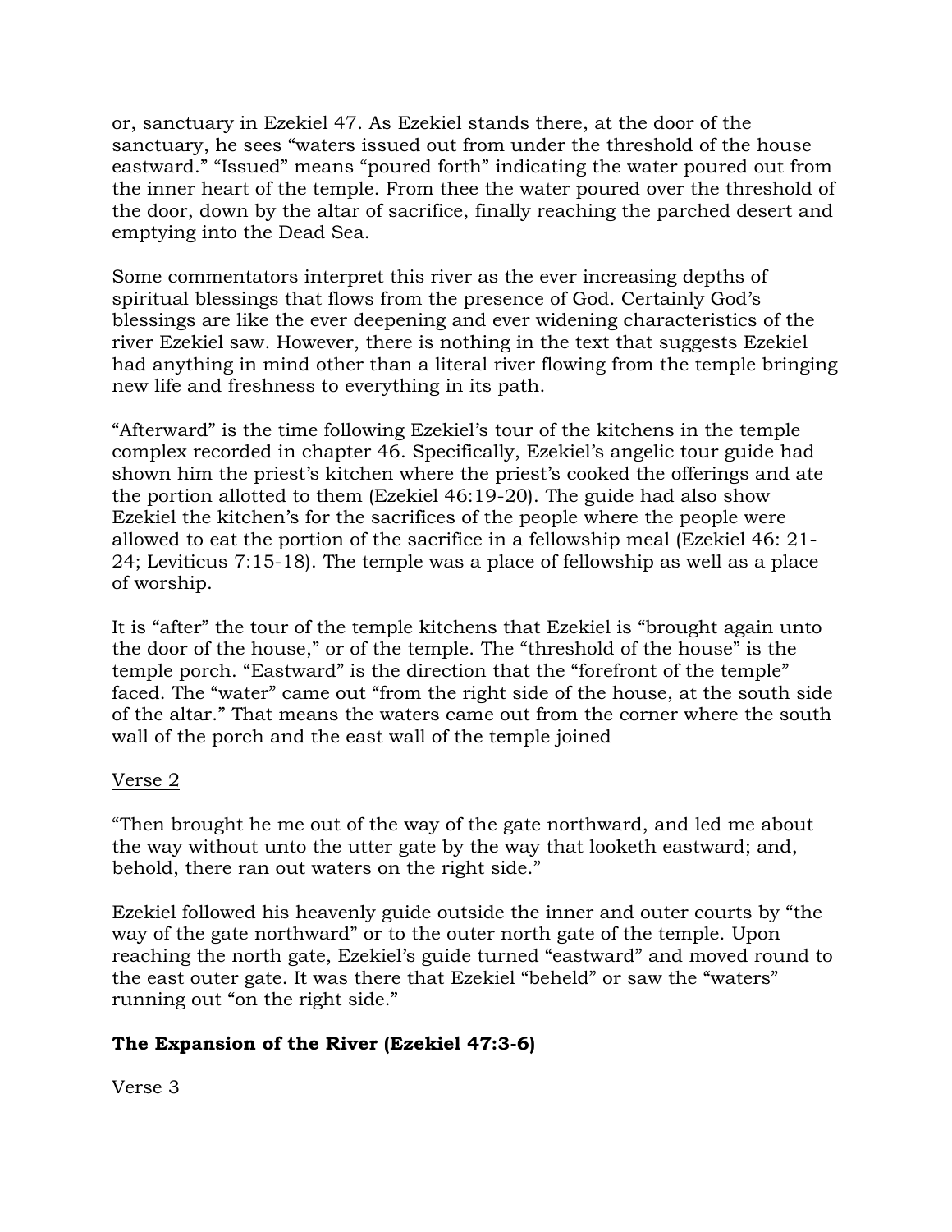or, sanctuary in Ezekiel 47. As Ezekiel stands there, at the door of the sanctuary, he sees "waters issued out from under the threshold of the house eastward." "Issued" means "poured forth" indicating the water poured out from the inner heart of the temple. From thee the water poured over the threshold of the door, down by the altar of sacrifice, finally reaching the parched desert and emptying into the Dead Sea.

Some commentators interpret this river as the ever increasing depths of spiritual blessings that flows from the presence of God. Certainly God's blessings are like the ever deepening and ever widening characteristics of the river Ezekiel saw. However, there is nothing in the text that suggests Ezekiel had anything in mind other than a literal river flowing from the temple bringing new life and freshness to everything in its path.

"Afterward" is the time following Ezekiel's tour of the kitchens in the temple complex recorded in chapter 46. Specifically, Ezekiel's angelic tour guide had shown him the priest's kitchen where the priest's cooked the offerings and ate the portion allotted to them (Ezekiel 46:19-20). The guide had also show Ezekiel the kitchen's for the sacrifices of the people where the people were allowed to eat the portion of the sacrifice in a fellowship meal (Ezekiel 46: 21-24; Leviticus 7:15-18). The temple was a place of fellowship as well as a place of worship.

It is "after" the tour of the temple kitchens that Ezekiel is "brought again unto the door of the house," or of the temple. The "threshold of the house" is the temple porch. "Eastward" is the direction that the "forefront of the temple" faced. The "water" came out "from the right side of the house, at the south side of the altar." That means the waters came out from the corner where the south wall of the porch and the east wall of the temple joined

Verse 2

"Then brought he me out of the way of the gate northward, and led me about the way without unto the utter gate by the way that looketh eastward; and, behold, there ran out waters on the right side."

Ezekiel followed his heavenly guide outside the inner and outer courts by "the way of the gate northward" or to the outer north gate of the temple. Upon reaching the north gate, Ezekiel's guide turned "eastward" and moved round to the east outer gate. It was there that Ezekiel "beheld" or saw the "waters" running out "on the right side."

**The Expansion of the River (Ezekiel 47:3-6)**

Verse 3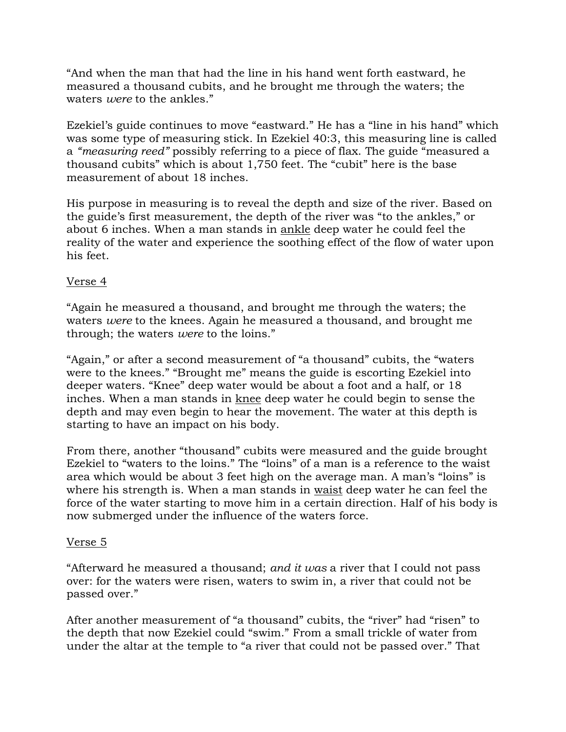“And when the man that had the line in his hand went forth eastward, he measured a thousand cubits, and he brought me through the waters; the waters *were* to the ankles.”

Ezekiel’s guide continues to move “eastward.” He has a “line in his hand” which was some type of measuring stick. In Ezekiel 40:3, this measuring line is called a *“measuring reed”* possibly referring to a piece of flax. The guide “measured a thousand cubits” which is about 1,750 feet. The “cubit” here is the base measurement of about 18 inches.

His purpose in measuring is to reveal the depth and size of the river. Based on the guide’s first measurement, the depth of the river was “to the ankles,” or about 6 inches. When a man stands in <u>ankle</u> deep water he could feel the reality of the water and experience the soothing effect of the flow of water upon his feet.

<u>Verse 4</u>

“Again he measured a thousand, and brought me through the waters; the waters *were* to the knees. Again he measured a thousand, and brought me through; the waters *were* to the loins.”

“Again,” or after a second measurement of “a thousand” cubits, the “waters were to the knees.” “Brought me” means the guide is escorting Ezekiel into deeper waters. “Knee” deep water would be about a foot and a half, or 18 inches. When a man stands in <u>knee</u> deep water he could begin to sense the depth and may even begin to hear the movement. The water at this depth is starting to have an impact on his body.

From there, another “thousand” cubits were measured and the guide brought Ezekiel to “waters to the loins.” The “loins” of a man is a reference to the waist area which would be about 3 feet high on the average man. A man’s “loins” is where his strength is. When a man stands in <u>waist</u> deep water he can feel the force of the water starting to move him in a certain direction. Half of his body is now submerged under the influence of the waters force.

<u>Verse 5</u>

“Afterward he measured a thousand; *and it was* a river that I could not pass over: for the waters were risen, waters to swim in, a river that could not be passed over.”

After another measurement of “a thousand” cubits, the “river” had “risen” to the depth that now Ezekiel could “swim.” From a small trickle of water from under the altar at the temple to “a river that could not be passed over.” That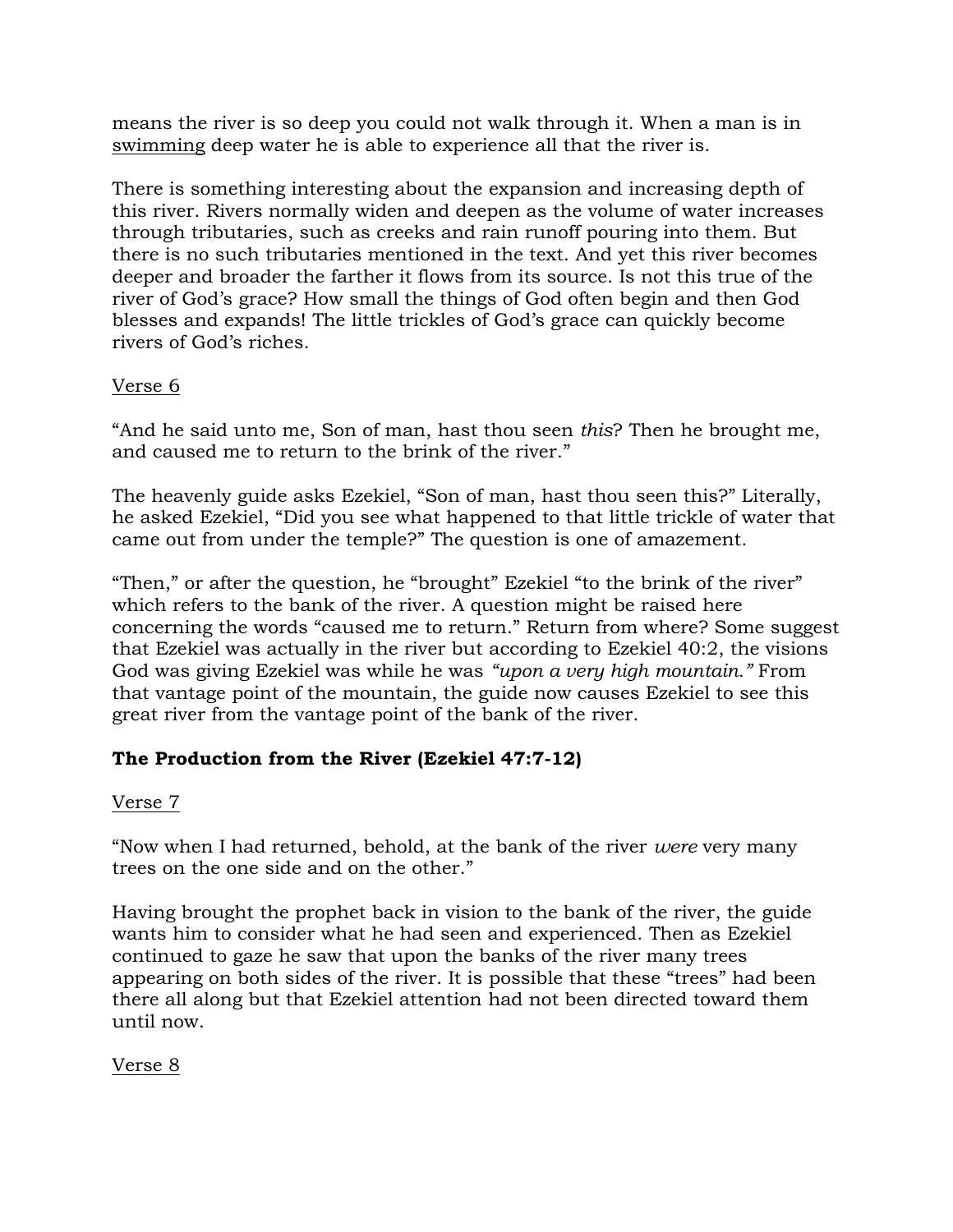means the river is so deep you could not walk through it. When a man is in <u>swimming</u> deep water he is able to experience all that the river is.

There is something interesting about the expansion and increasing depth of this river. Rivers normally widen and deepen as the volume of water increases through tributaries, such as creeks and rain runoff pouring into them. But there is no such tributaries mentioned in the text. And yet this river becomes deeper and broader the farther it flows from its source. Is not this true of the river of God's grace? How small the things of God often begin and then God blesses and expands! The little trickles of God's grace can quickly become rivers of God's riches.

<u>Verse 6</u>

"And he said unto me, Son of man, hast thou seen *this*? Then he brought me, and caused me to return to the brink of the river."

The heavenly guide asks Ezekiel, "Son of man, hast thou seen this?" Literally, he asked Ezekiel, "Did you see what happened to that little trickle of water that came out from under the temple?" The question is one of amazement.

"Then," or after the question, he "brought" Ezekiel "to the brink of the river" which refers to the bank of the river. A question might be raised here concerning the words "caused me to return." Return from where? Some suggest that Ezekiel was actually in the river but according to Ezekiel 40:2, the visions God was giving Ezekiel was while he was *"upon a very high mountain."* From that vantage point of the mountain, the guide now causes Ezekiel to see this great river from the vantage point of the bank of the river.

**The Production from the River (Ezekiel 47:7-12)**

<u>Verse 7</u>

"Now when I had returned, behold, at the bank of the river *were* very many trees on the one side and on the other."

Having brought the prophet back in vision to the bank of the river, the guide wants him to consider what he had seen and experienced. Then as Ezekiel continued to gaze he saw that upon the banks of the river many trees appearing on both sides of the river. It is possible that these "trees" had been there all along but that Ezekiel attention had not been directed toward them until now.

<u>Verse 8</u>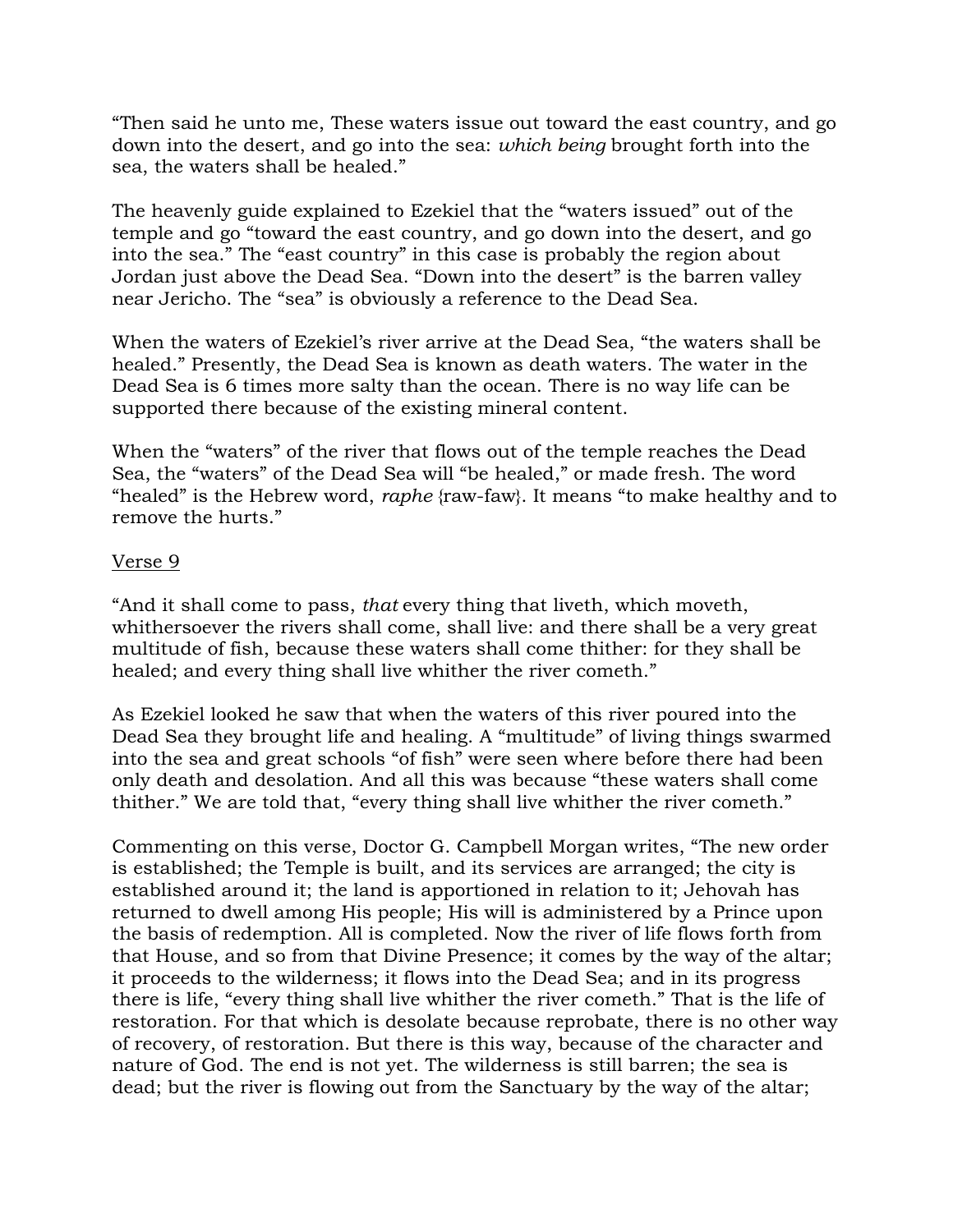"Then said he unto me, These waters issue out toward the east country, and go down into the desert, and go into the sea: *which being* brought forth into the sea, the waters shall be healed."

The heavenly guide explained to Ezekiel that the "waters issued" out of the temple and go "toward the east country, and go down into the desert, and go into the sea." The "east country" in this case is probably the region about Jordan just above the Dead Sea. "Down into the desert" is the barren valley near Jericho. The "sea" is obviously a reference to the Dead Sea.

When the waters of Ezekiel's river arrive at the Dead Sea, "the waters shall be healed." Presently, the Dead Sea is known as death waters. The water in the Dead Sea is 6 times more salty than the ocean. There is no way life can be supported there because of the existing mineral content.

When the "waters" of the river that flows out of the temple reaches the Dead Sea, the "waters" of the Dead Sea will "be healed," or made fresh. The word "healed" is the Hebrew word, *raphe* {raw-faw}. It means "to make healthy and to remove the hurts."

<u>Verse 9</u>

"And it shall come to pass, *that* every thing that liveth, which moveth, whithersoever the rivers shall come, shall live: and there shall be a very great multitude of fish, because these waters shall come thither: for they shall be healed; and every thing shall live whither the river cometh."

As Ezekiel looked he saw that when the waters of this river poured into the Dead Sea they brought life and healing. A "multitude" of living things swarmed into the sea and great schools "of fish" were seen where before there had been only death and desolation. And all this was because "these waters shall come thither." We are told that, "every thing shall live whither the river cometh."

Commenting on this verse, Doctor G. Campbell Morgan writes, "The new order is established; the Temple is built, and its services are arranged; the city is established around it; the land is apportioned in relation to it; Jehovah has returned to dwell among His people; His will is administered by a Prince upon the basis of redemption. All is completed. Now the river of life flows forth from that House, and so from that Divine Presence; it comes by the way of the altar; it proceeds to the wilderness; it flows into the Dead Sea; and in its progress there is life, "every thing shall live whither the river cometh." That is the life of restoration. For that which is desolate because reprobate, there is no other way of recovery, of restoration. But there is this way, because of the character and nature of God. The end is not yet. The wilderness is still barren; the sea is dead; but the river is flowing out from the Sanctuary by the way of the altar;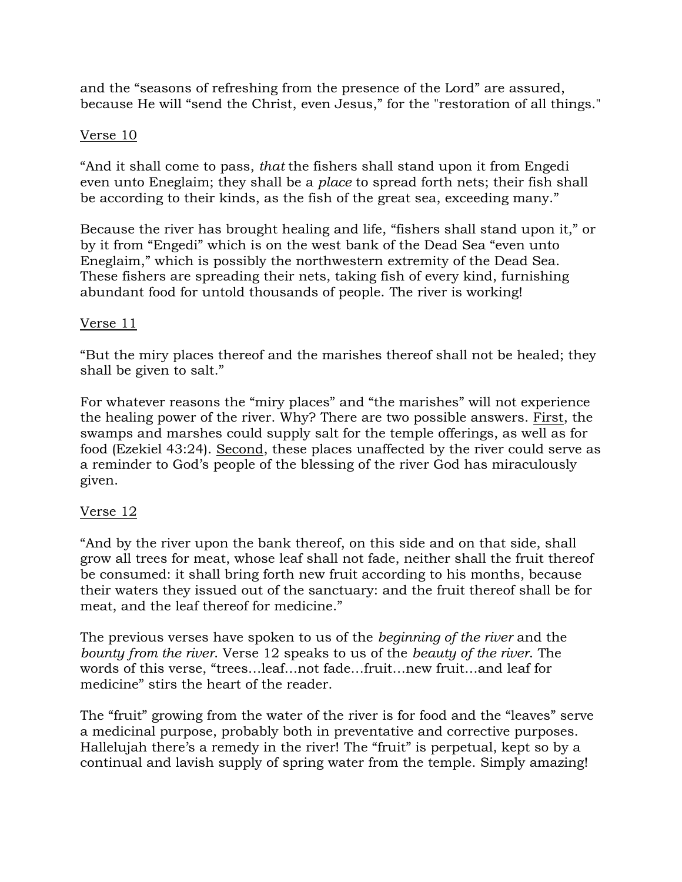and the "seasons of refreshing from the presence of the Lord" are assured, because He will "send the Christ, even Jesus," for the "restoration of all things."

<u>Verse 10</u>

"And it shall come to pass, *that* the fishers shall stand upon it from Engedi even unto Eneglaim; they shall be a *place* to spread forth nets; their fish shall be according to their kinds, as the fish of the great sea, exceeding many."

Because the river has brought healing and life, "fishers shall stand upon it," or by it from "Engedi" which is on the west bank of the Dead Sea "even unto Eneglaim," which is possibly the northwestern extremity of the Dead Sea. These fishers are spreading their nets, taking fish of every kind, furnishing abundant food for untold thousands of people. The river is working!

<u>Verse 11</u>

"But the miry places thereof and the marishes thereof shall not be healed; they shall be given to salt."

For whatever reasons the "miry places" and "the marishes" will not experience the healing power of the river. Why? There are two possible answers. <u>First</u>, the swamps and marshes could supply salt for the temple offerings, as well as for food (Ezekiel 43:24). <u>Second</u>, these places unaffected by the river could serve as a reminder to God's people of the blessing of the river God has miraculously given.

<u>Verse 12</u>

"And by the river upon the bank thereof, on this side and on that side, shall grow all trees for meat, whose leaf shall not fade, neither shall the fruit thereof be consumed: it shall bring forth new fruit according to his months, because their waters they issued out of the sanctuary: and the fruit thereof shall be for meat, and the leaf thereof for medicine."

The previous verses have spoken to us of the *beginning of the river* and the *bounty from the river*. Verse 12 speaks to us of the *beauty of the river*. The words of this verse, "trees…leaf…not fade…fruit…new fruit…and leaf for medicine" stirs the heart of the reader.

The "fruit" growing from the water of the river is for food and the "leaves" serve a medicinal purpose, probably both in preventative and corrective purposes. Hallelujah there's a remedy in the river! The "fruit" is perpetual, kept so by a continual and lavish supply of spring water from the temple. Simply amazing!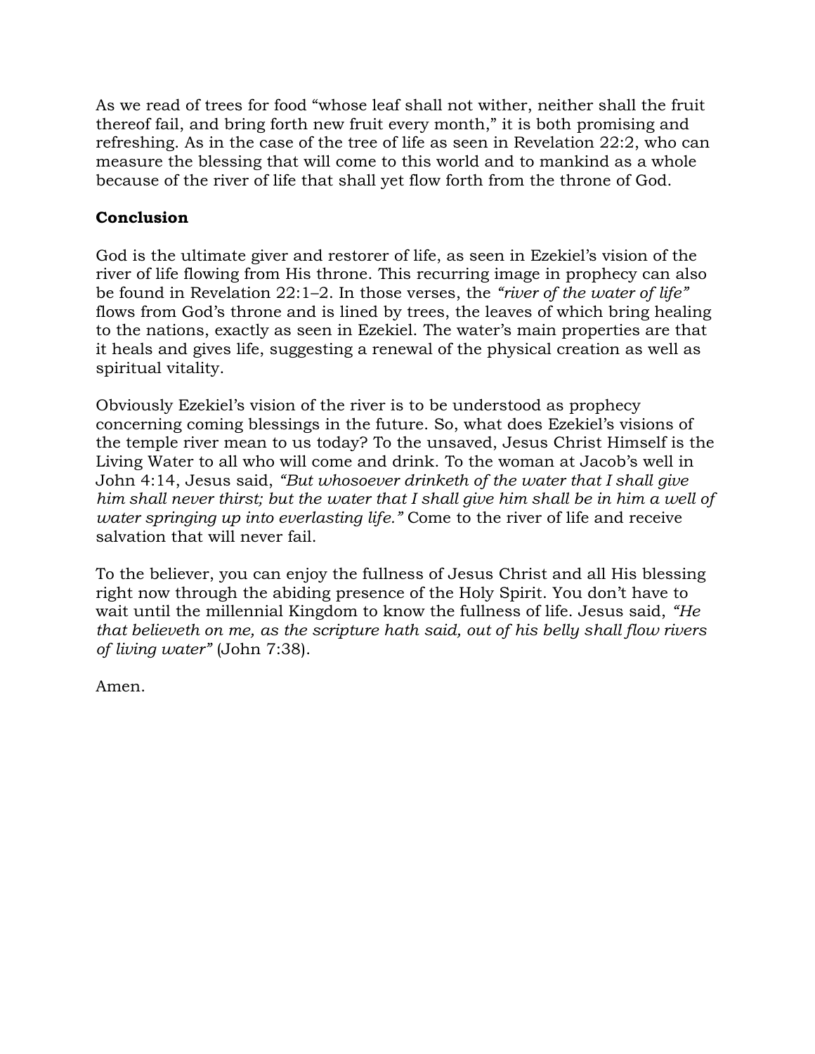As we read of trees for food "whose leaf shall not wither, neither shall the fruit thereof fail, and bring forth new fruit every month," it is both promising and refreshing. As in the case of the tree of life as seen in Revelation 22:2, who can measure the blessing that will come to this world and to mankind as a whole because of the river of life that shall yet flow forth from the throne of God.

**Conclusion**

God is the ultimate giver and restorer of life, as seen in Ezekiel's vision of the river of life flowing from His throne. This recurring image in prophecy can also be found in Revelation 22:1–2. In those verses, the *"river of the water of life"* flows from God's throne and is lined by trees, the leaves of which bring healing to the nations, exactly as seen in Ezekiel. The water's main properties are that it heals and gives life, suggesting a renewal of the physical creation as well as spiritual vitality.

Obviously Ezekiel's vision of the river is to be understood as prophecy concerning coming blessings in the future. So, what does Ezekiel's visions of the temple river mean to us today? To the unsaved, Jesus Christ Himself is the Living Water to all who will come and drink. To the woman at Jacob's well in John 4:14, Jesus said, *"But whosoever drinketh of the water that I shall give him shall never thirst; but the water that I shall give him shall be in him a well of water springing up into everlasting life."* Come to the river of life and receive salvation that will never fail.

To the believer, you can enjoy the fullness of Jesus Christ and all His blessing right now through the abiding presence of the Holy Spirit. You don't have to wait until the millennial Kingdom to know the fullness of life. Jesus said, *"He that believeth on me, as the scripture hath said, out of his belly shall flow rivers of living water"* (John 7:38).

Amen.